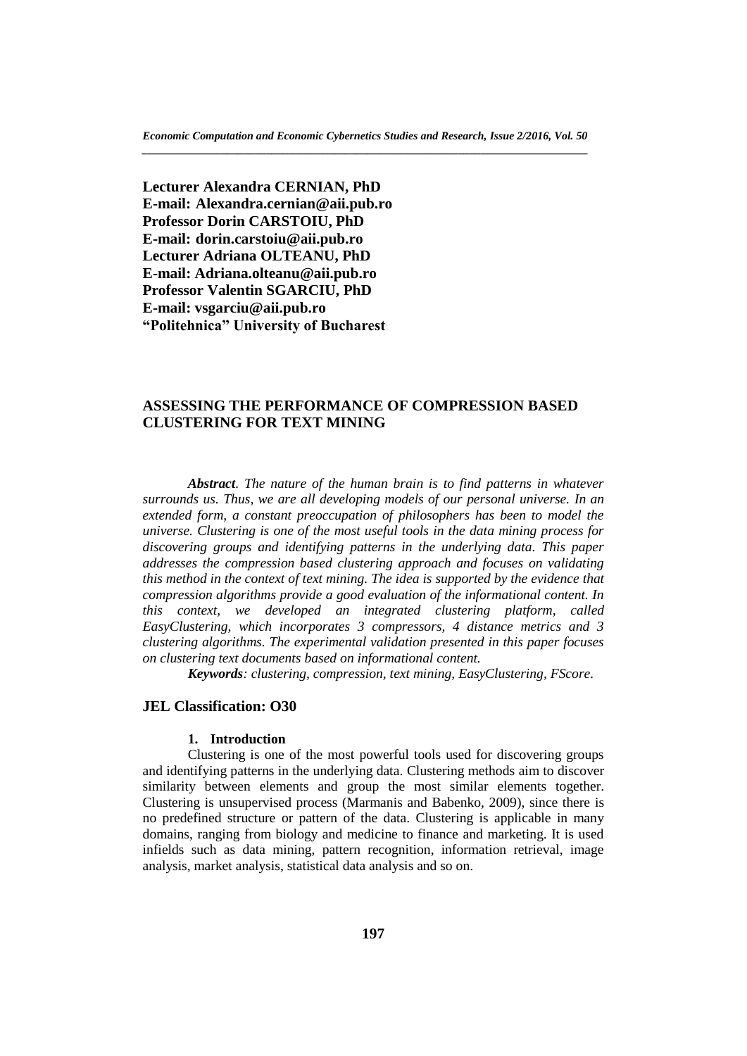**Lecturer Alexandra CERNIAN, PhD**
**E-mail: Alexandra.cernian@aii.pub.ro**
**Professor Dorin CARSTOIU, PhD**
**E-mail: dorin.carstoiu@aii.pub.ro**
**Lecturer Adriana OLTEANU, PhD**
**E-mail: Adriana.olteanu@aii.pub.ro**
**Professor Valentin SGARCIU, PhD**
**E-mail: vsgarciu@aii.pub.ro**
**"Politehnica" University of Bucharest**

# ASSESSING THE PERFORMANCE OF COMPRESSION BASED CLUSTERING FOR TEXT MINING

***Abstract**. The nature of the human brain is to find patterns in whatever surrounds us. Thus, we are all developing models of our personal universe. In an extended form, a constant preoccupation of philosophers has been to model the universe. Clustering is one of the most useful tools in the data mining process for discovering groups and identifying patterns in the underlying data. This paper addresses the compression based clustering approach and focuses on validating this method in the context of text mining. The idea is supported by the evidence that compression algorithms provide a good evaluation of the informational content. In this context, we developed an integrated clustering platform, called EasyClustering, which incorporates 3 compressors, 4 distance metrics and 3 clustering algorithms. The experimental validation presented in this paper focuses on clustering text documents based on informational content.*

***Keywords**: clustering, compression, text mining, EasyClustering, FScore.*

**JEL Classification: O30**

## 1. Introduction

Clustering is one of the most powerful tools used for discovering groups and identifying patterns in the underlying data. Clustering methods aim to discover similarity between elements and group the most similar elements together. Clustering is unsupervised process (Marmanis and Babenko, 2009), since there is no predefined structure or pattern of the data. Clustering is applicable in many domains, ranging from biology and medicine to finance and marketing. It is used infields such as data mining, pattern recognition, information retrieval, image analysis, market analysis, statistical data analysis and so on.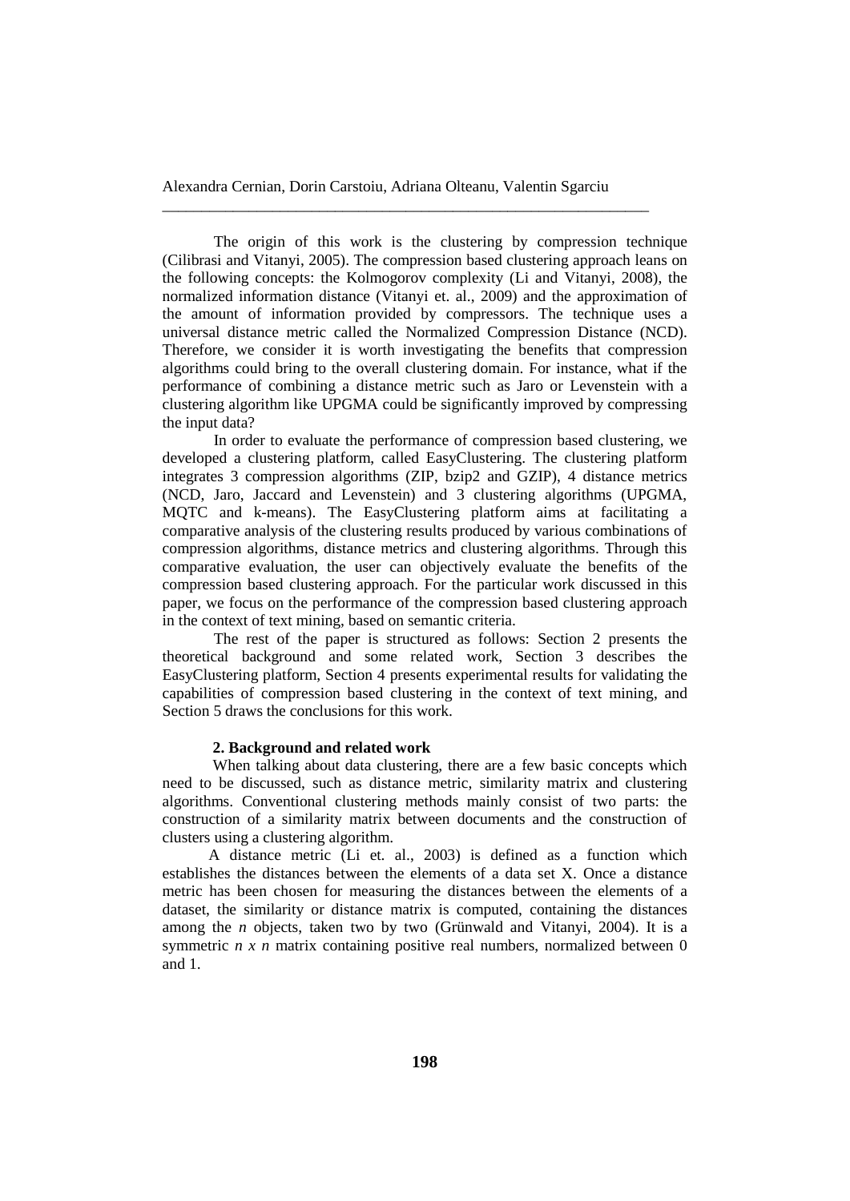The origin of this work is the clustering by compression technique (Cilibrasi and Vitanyi, 2005). The compression based clustering approach leans on the following concepts: the Kolmogorov complexity (Li and Vitanyi, 2008), the normalized information distance (Vitanyi et. al., 2009) and the approximation of the amount of information provided by compressors. The technique uses a universal distance metric called the Normalized Compression Distance (NCD). Therefore, we consider it is worth investigating the benefits that compression algorithms could bring to the overall clustering domain. For instance, what if the performance of combining a distance metric such as Jaro or Levenstein with a clustering algorithm like UPGMA could be significantly improved by compressing the input data?

In order to evaluate the performance of compression based clustering, we developed a clustering platform, called EasyClustering. The clustering platform integrates 3 compression algorithms (ZIP, bzip2 and GZIP), 4 distance metrics (NCD, Jaro, Jaccard and Levenstein) and 3 clustering algorithms (UPGMA, MQTC and k-means). The EasyClustering platform aims at facilitating a comparative analysis of the clustering results produced by various combinations of compression algorithms, distance metrics and clustering algorithms. Through this comparative evaluation, the user can objectively evaluate the benefits of the compression based clustering approach. For the particular work discussed in this paper, we focus on the performance of the compression based clustering approach in the context of text mining, based on semantic criteria.

The rest of the paper is structured as follows: Section 2 presents the theoretical background and some related work, Section 3 describes the EasyClustering platform, Section 4 presents experimental results for validating the capabilities of compression based clustering in the context of text mining, and Section 5 draws the conclusions for this work.

## 2. Background and related work

When talking about data clustering, there are a few basic concepts which need to be discussed, such as distance metric, similarity matrix and clustering algorithms. Conventional clustering methods mainly consist of two parts: the construction of a similarity matrix between documents and the construction of clusters using a clustering algorithm.

A distance metric (Li et. al., 2003) is defined as a function which establishes the distances between the elements of a data set X. Once a distance metric has been chosen for measuring the distances between the elements of a dataset, the similarity or distance matrix is computed, containing the distances among the *n* objects, taken two by two (Grünwald and Vitanyi, 2004). It is a symmetric $n \times n$ matrix containing positive real numbers, normalized between 0 and 1.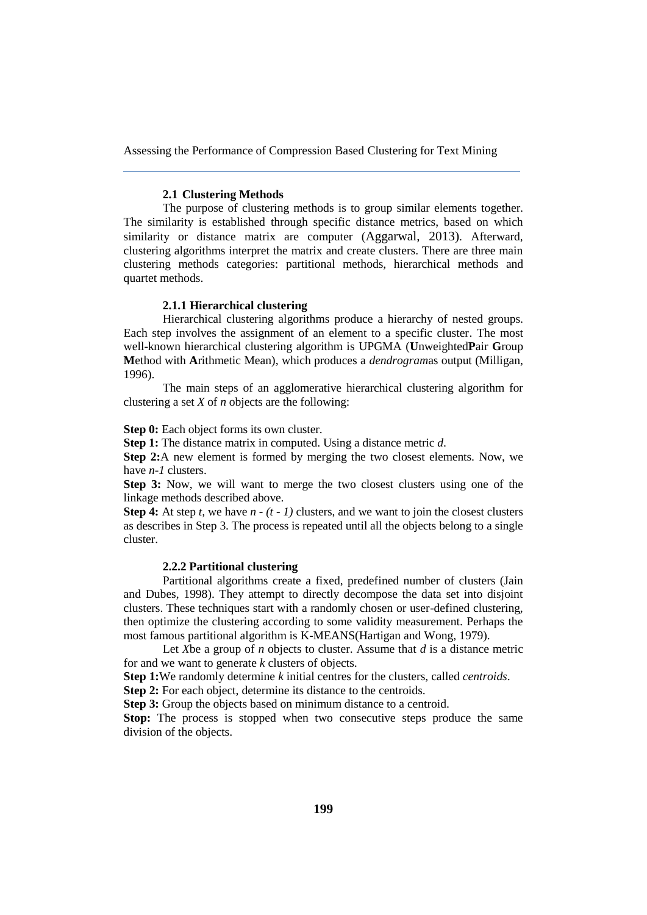### 2.1 Clustering Methods

The purpose of clustering methods is to group similar elements together. The similarity is established through specific distance metrics, based on which similarity or distance matrix are computer (Aggarwal, 2013). Afterward, clustering algorithms interpret the matrix and create clusters. There are three main clustering methods categories: partitional methods, hierarchical methods and quartet methods.

#### 2.1.1 Hierarchical clustering

Hierarchical clustering algorithms produce a hierarchy of nested groups. Each step involves the assignment of an element to a specific cluster. The most well-known hierarchical clustering algorithm is UPGMA (**U**nweighted**P**air **G**roup **M**ethod with **A**rithmetic Mean), which produces a *dendrogram*as output (Milligan, 1996).

The main steps of an agglomerative hierarchical clustering algorithm for clustering a set $X$ of $n$ objects are the following:

**Step 0:** Each object forms its own cluster.

**Step 1:** The distance matrix in computed. Using a distance metric $d$.

**Step 2:**A new element is formed by merging the two closest elements. Now, we have $n-1$ clusters.

**Step 3:** Now, we will want to merge the two closest clusters using one of the linkage methods described above.

**Step 4:** At step $t$, we have $n - (t - 1)$ clusters, and we want to join the closest clusters as describes in Step 3. The process is repeated until all the objects belong to a single cluster.

#### 2.2.2 Partitional clustering

Partitional algorithms create a fixed, predefined number of clusters (Jain and Dubes, 1998). They attempt to directly decompose the data set into disjoint clusters. These techniques start with a randomly chosen or user-defined clustering, then optimize the clustering according to some validity measurement. Perhaps the most famous partitional algorithm is K-MEANS(Hartigan and Wong, 1979).

Let $X$be a group of $n$ objects to cluster. Assume that $d$ is a distance metric for and we want to generate $k$ clusters of objects.

**Step 1:**We randomly determine $k$ initial centres for the clusters, called *centroids*.

**Step 2:** For each object, determine its distance to the centroids.

**Step 3:** Group the objects based on minimum distance to a centroid.

**Stop:** The process is stopped when two consecutive steps produce the same division of the objects.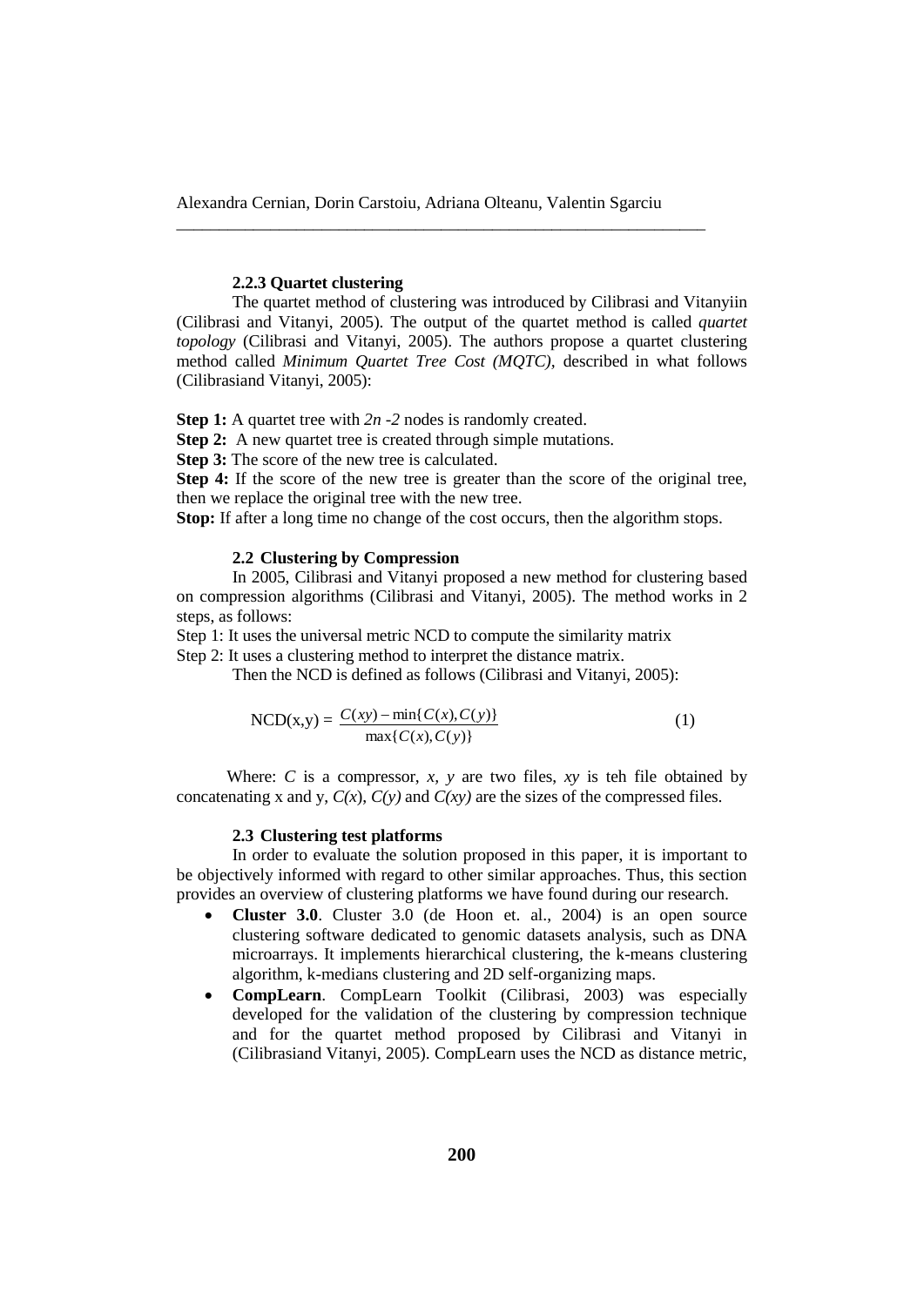#### 2.2.3 Quartet clustering

The quartet method of clustering was introduced by Cilibrasi and Vitanyiin (Cilibrasi and Vitanyi, 2005). The output of the quartet method is called *quartet topology* (Cilibrasi and Vitanyi, 2005). The authors propose a quartet clustering method called *Minimum Quartet Tree Cost (MQTC)*, described in what follows (Cilibrasiand Vitanyi, 2005):

**Step 1:** A quartet tree with *2n -2* nodes is randomly created.

**Step 2:** A new quartet tree is created through simple mutations.

**Step 3:** The score of the new tree is calculated.

**Step 4:** If the score of the new tree is greater than the score of the original tree, then we replace the original tree with the new tree.

**Stop:** If after a long time no change of the cost occurs, then the algorithm stops.

### 2.2 Clustering by Compression

In 2005, Cilibrasi and Vitanyi proposed a new method for clustering based on compression algorithms (Cilibrasi and Vitanyi, 2005). The method works in 2 steps, as follows:

Step 1: It uses the universal metric NCD to compute the similarity matrix

Step 2: It uses a clustering method to interpret the distance matrix.

Then the NCD is defined as follows (Cilibrasi and Vitanyi, 2005):

$$\text{NCD}(x,y) = \frac{C(xy) - \min\{C(x), C(y)\}}{\max\{C(x), C(y)\}} \tag{1}$$

Where: $C$ is a compressor, $x$, $y$ are two files, $xy$ is teh file obtained by concatenating x and y, $C(x)$, $C(y)$ and $C(xy)$ are the sizes of the compressed files.

### 2.3 Clustering test platforms

In order to evaluate the solution proposed in this paper, it is important to be objectively informed with regard to other similar approaches. Thus, this section provides an overview of clustering platforms we have found during our research.

- **Cluster 3.0**. Cluster 3.0 (de Hoon et. al., 2004) is an open source clustering software dedicated to genomic datasets analysis, such as DNA microarrays. It implements hierarchical clustering, the k-means clustering algorithm, k-medians clustering and 2D self-organizing maps.
- **CompLearn**. CompLearn Toolkit (Cilibrasi, 2003) was especially developed for the validation of the clustering by compression technique and for the quartet method proposed by Cilibrasi and Vitanyi in (Cilibrasiand Vitanyi, 2005). CompLearn uses the NCD as distance metric,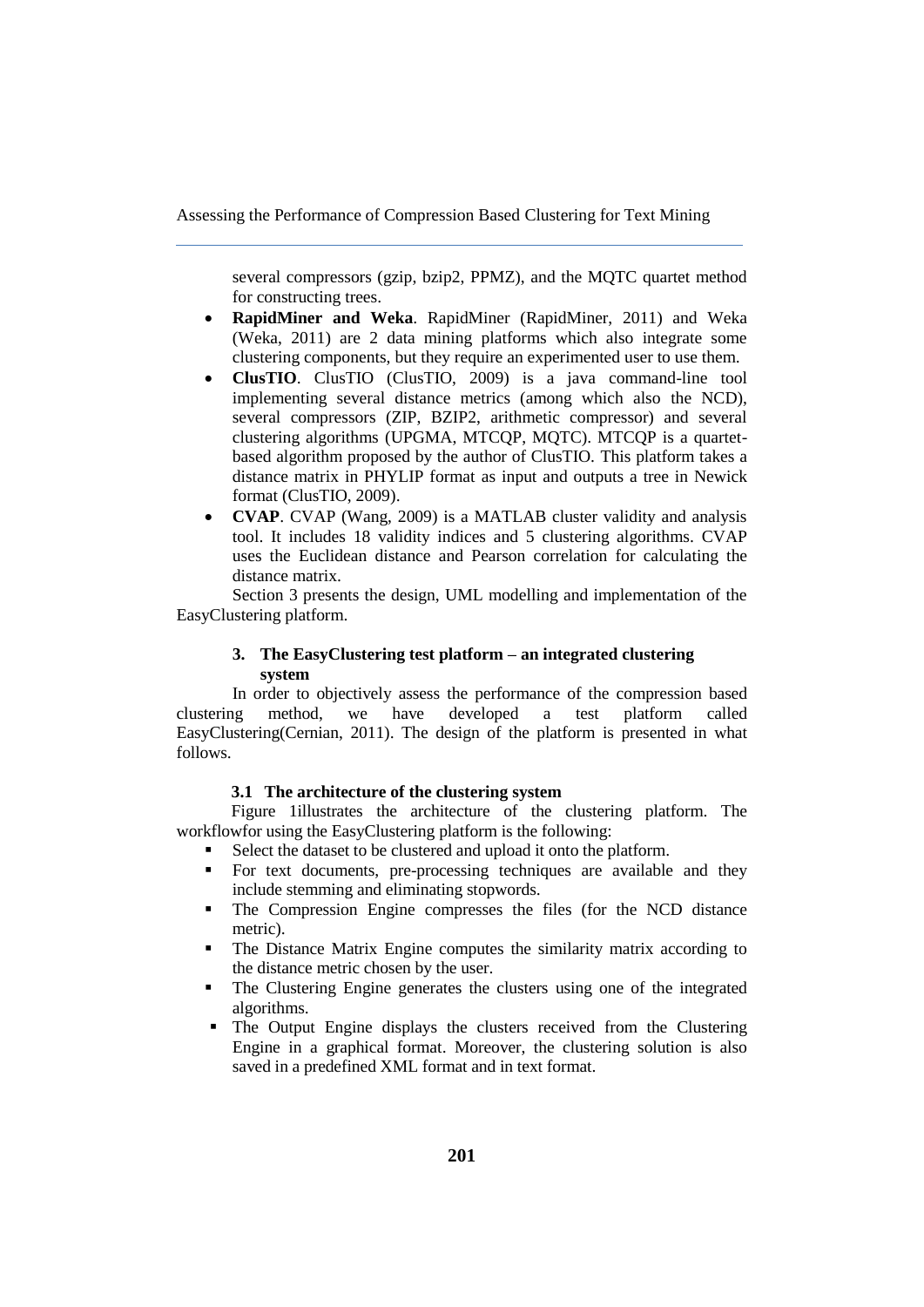several compressors (gzip, bzip2, PPMZ), and the MQTC quartet method for constructing trees.

- **RapidMiner and Weka**. RapidMiner (RapidMiner, 2011) and Weka (Weka, 2011) are 2 data mining platforms which also integrate some clustering components, but they require an experimented user to use them.
- **ClusTIO**. ClusTIO (ClusTIO, 2009) is a java command-line tool implementing several distance metrics (among which also the NCD), several compressors (ZIP, BZIP2, arithmetic compressor) and several clustering algorithms (UPGMA, MTCQP, MQTC). MTCQP is a quartet-based algorithm proposed by the author of ClusTIO. This platform takes a distance matrix in PHYLIP format as input and outputs a tree in Newick format (ClusTIO, 2009).
- **CVAP**. CVAP (Wang, 2009) is a MATLAB cluster validity and analysis tool. It includes 18 validity indices and 5 clustering algorithms. CVAP uses the Euclidean distance and Pearson correlation for calculating the distance matrix.

Section 3 presents the design, UML modelling and implementation of the EasyClustering platform.

## 3. The EasyClustering test platform – an integrated clustering system

In order to objectively assess the performance of the compression based clustering method, we have developed a test platform called EasyClustering(Cernian, 2011). The design of the platform is presented in what follows.

### 3.1 The architecture of the clustering system

Figure 1illustrates the architecture of the clustering platform. The workflowfor using the EasyClustering platform is the following:

- Select the dataset to be clustered and upload it onto the platform.
- For text documents, pre-processing techniques are available and they include stemming and eliminating stopwords.
- The Compression Engine compresses the files (for the NCD distance metric).
- The Distance Matrix Engine computes the similarity matrix according to the distance metric chosen by the user.
- The Clustering Engine generates the clusters using one of the integrated algorithms.
- The Output Engine displays the clusters received from the Clustering Engine in a graphical format. Moreover, the clustering solution is also saved in a predefined XML format and in text format.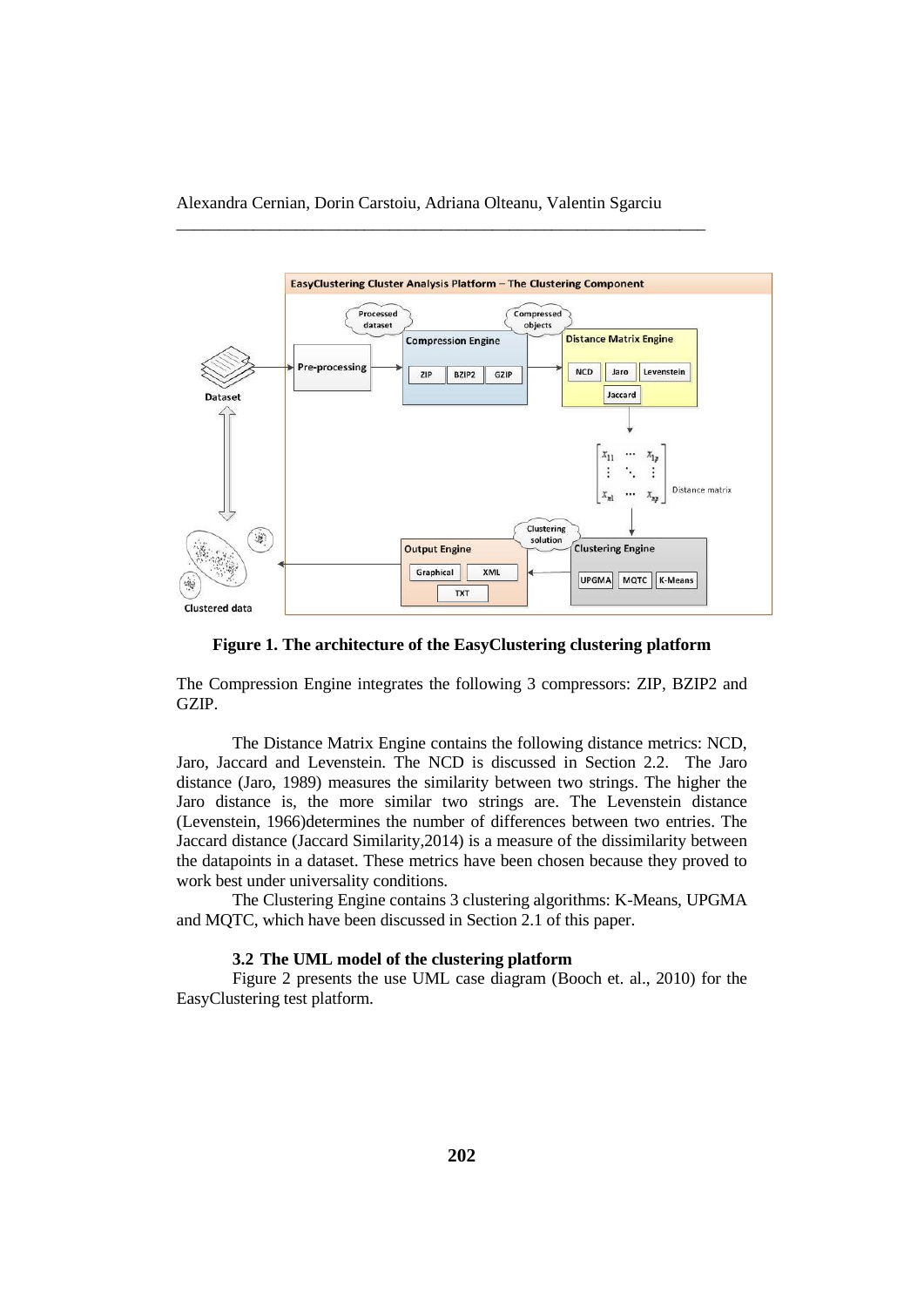**Figure 1. The architecture of the EasyClustering clustering platform**

The Compression Engine integrates the following 3 compressors: ZIP, BZIP2 and GZIP.

The Distance Matrix Engine contains the following distance metrics: NCD, Jaro, Jaccard and Levenstein. The NCD is discussed in Section 2.2. The Jaro distance (Jaro, 1989) measures the similarity between two strings. The higher the Jaro distance is, the more similar two strings are. The Levenstein distance (Levenstein, 1966)determines the number of differences between two entries. The Jaccard distance (Jaccard Similarity,2014) is a measure of the dissimilarity between the datapoints in a dataset. These metrics have been chosen because they proved to work best under universality conditions.

The Clustering Engine contains 3 clustering algorithms: K-Means, UPGMA and MQTC, which have been discussed in Section 2.1 of this paper.

### 3.2 The UML model of the clustering platform

Figure 2 presents the use UML case diagram (Booch et. al., 2010) for the EasyClustering test platform.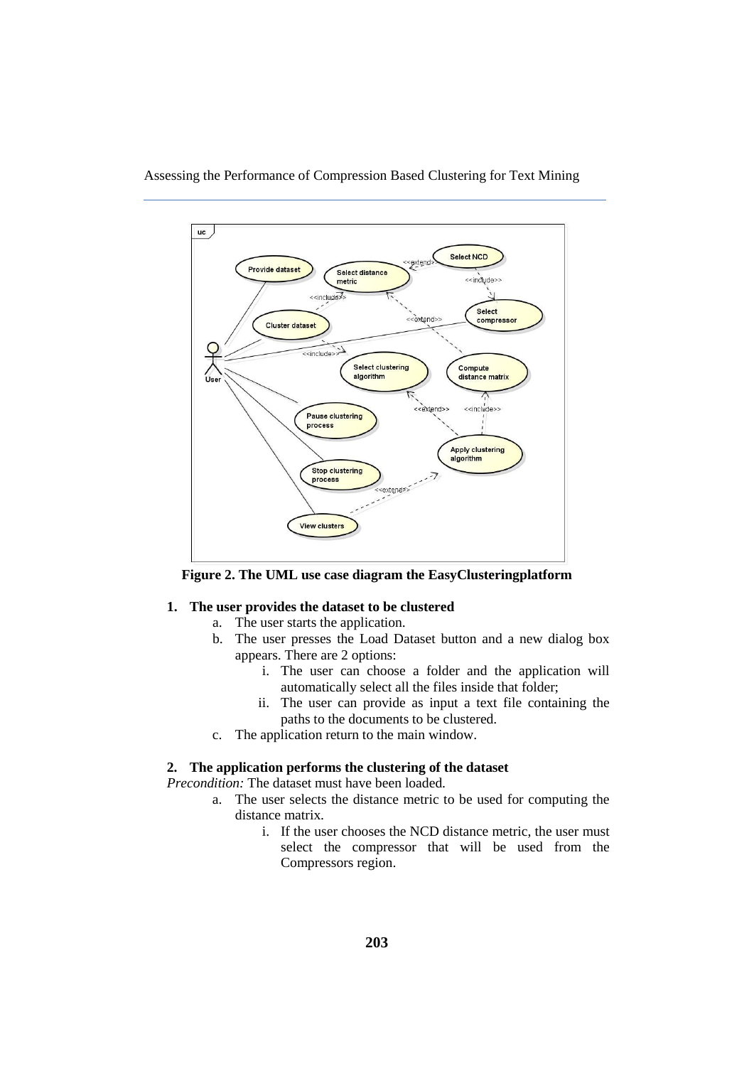**Figure 2. The UML use case diagram the EasyClusteringplatform**

**1. The user provides the dataset to be clustered**

   a. The user starts the application.
   b. The user presses the Load Dataset button and a new dialog box appears. There are 2 options:
      i. The user can choose a folder and the application will automatically select all the files inside that folder;
      ii. The user can provide as input a text file containing the paths to the documents to be clustered.
   c. The application return to the main window.

**2. The application performs the clustering of the dataset**

*Precondition:* The dataset must have been loaded.

   a. The user selects the distance metric to be used for computing the distance matrix.
      i. If the user chooses the NCD distance metric, the user must select the compressor that will be used from the Compressors region.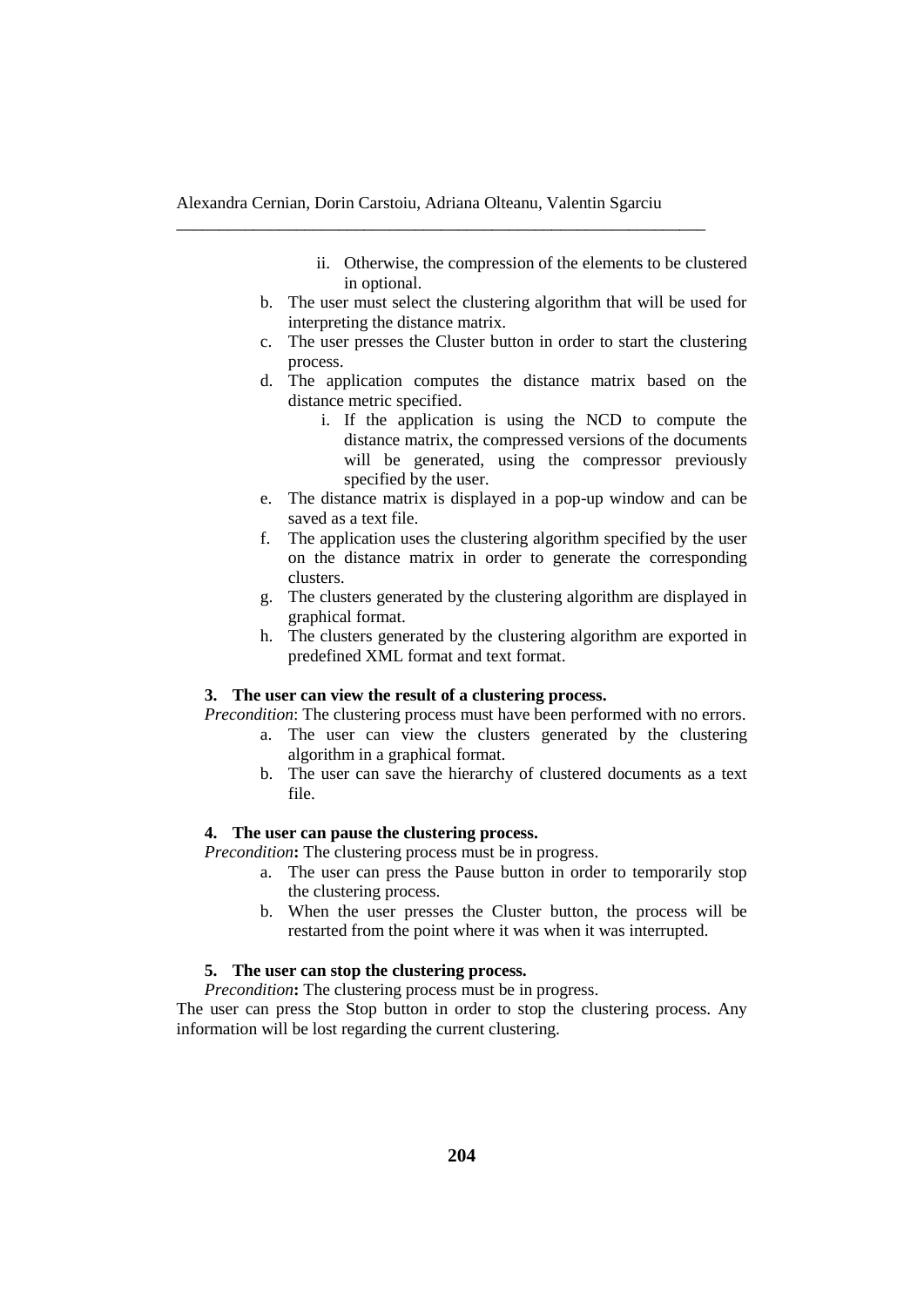ii. Otherwise, the compression of the elements to be clustered in optional.

b. The user must select the clustering algorithm that will be used for interpreting the distance matrix.
c. The user presses the Cluster button in order to start the clustering process.
d. The application computes the distance matrix based on the distance metric specified.
   i. If the application is using the NCD to compute the distance matrix, the compressed versions of the documents will be generated, using the compressor previously specified by the user.
e. The distance matrix is displayed in a pop-up window and can be saved as a text file.
f. The application uses the clustering algorithm specified by the user on the distance matrix in order to generate the corresponding clusters.
g. The clusters generated by the clustering algorithm are displayed in graphical format.
h. The clusters generated by the clustering algorithm are exported in predefined XML format and text format.

**3. The user can view the result of a clustering process.**

*Precondition*: The clustering process must have been performed with no errors.

a. The user can view the clusters generated by the clustering algorithm in a graphical format.
b. The user can save the hierarchy of clustered documents as a text file.

**4. The user can pause the clustering process.**

*Precondition***:** The clustering process must be in progress.

a. The user can press the Pause button in order to temporarily stop the clustering process.
b. When the user presses the Cluster button, the process will be restarted from the point where it was when it was interrupted.

**5. The user can stop the clustering process.**

*Precondition***:** The clustering process must be in progress.

The user can press the Stop button in order to stop the clustering process. Any information will be lost regarding the current clustering.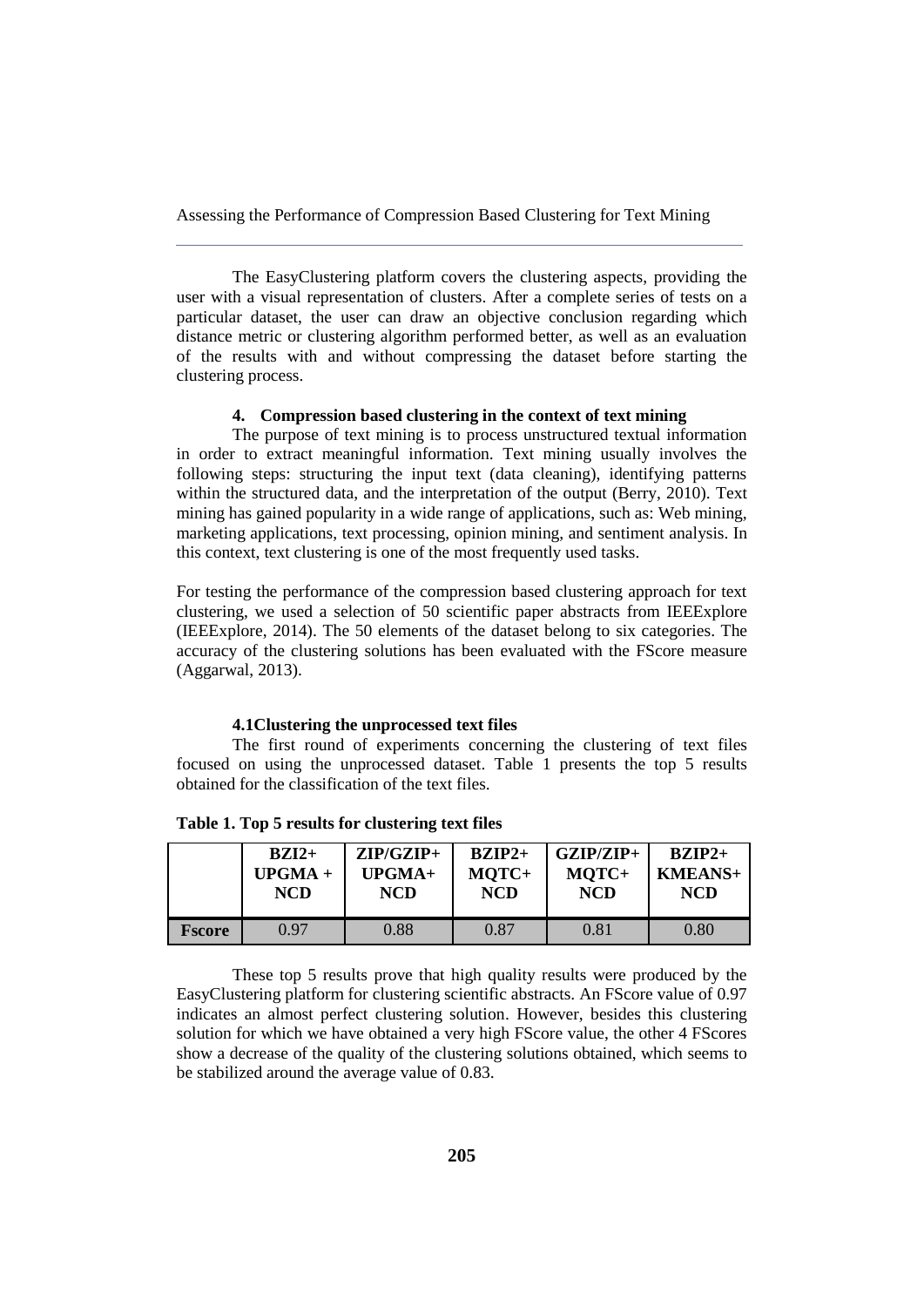The EasyClustering platform covers the clustering aspects, providing the user with a visual representation of clusters. After a complete series of tests on a particular dataset, the user can draw an objective conclusion regarding which distance metric or clustering algorithm performed better, as well as an evaluation of the results with and without compressing the dataset before starting the clustering process.

## 4. Compression based clustering in the context of text mining

The purpose of text mining is to process unstructured textual information in order to extract meaningful information. Text mining usually involves the following steps: structuring the input text (data cleaning), identifying patterns within the structured data, and the interpretation of the output (Berry, 2010). Text mining has gained popularity in a wide range of applications, such as: Web mining, marketing applications, text processing, opinion mining, and sentiment analysis. In this context, text clustering is one of the most frequently used tasks.

For testing the performance of the compression based clustering approach for text clustering, we used a selection of 50 scientific paper abstracts from IEEExplore (IEEExplore, 2014). The 50 elements of the dataset belong to six categories. The accuracy of the clustering solutions has been evaluated with the FScore measure (Aggarwal, 2013).

### 4.1Clustering the unprocessed text files

The first round of experiments concerning the clustering of text files focused on using the unprocessed dataset. Table 1 presents the top 5 results obtained for the classification of the text files.

**Table 1. Top 5 results for clustering text files**

| | BZI2+ UPGMA + NCD | ZIP/GZIP+ UPGMA+ NCD | BZIP2+ MQTC+ NCD | GZIP/ZIP+ MQTC+ NCD | BZIP2+ KMEANS+ NCD |
|---|---|---|---|---|---|
| **Fscore** | 0.97 | 0.88 | 0.87 | 0.81 | 0.80 |

These top 5 results prove that high quality results were produced by the EasyClustering platform for clustering scientific abstracts. An FScore value of 0.97 indicates an almost perfect clustering solution. However, besides this clustering solution for which we have obtained a very high FScore value, the other 4 FScores show a decrease of the quality of the clustering solutions obtained, which seems to be stabilized around the average value of 0.83.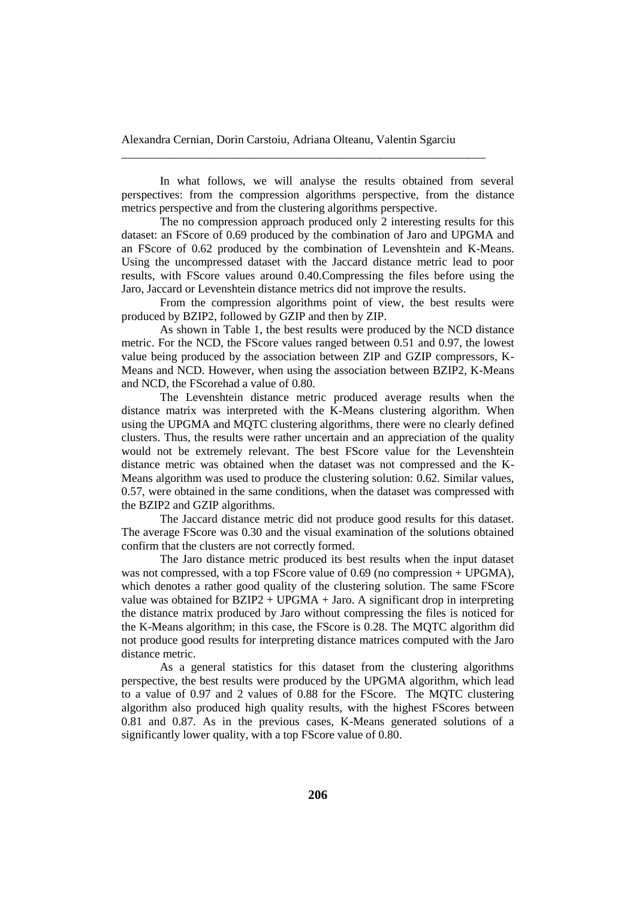In what follows, we will analyse the results obtained from several perspectives: from the compression algorithms perspective, from the distance metrics perspective and from the clustering algorithms perspective.

The no compression approach produced only 2 interesting results for this dataset: an FScore of 0.69 produced by the combination of Jaro and UPGMA and an FScore of 0.62 produced by the combination of Levenshtein and K-Means. Using the uncompressed dataset with the Jaccard distance metric lead to poor results, with FScore values around 0.40.Compressing the files before using the Jaro, Jaccard or Levenshtein distance metrics did not improve the results.

From the compression algorithms point of view, the best results were produced by BZIP2, followed by GZIP and then by ZIP.

As shown in Table 1, the best results were produced by the NCD distance metric. For the NCD, the FScore values ranged between 0.51 and 0.97, the lowest value being produced by the association between ZIP and GZIP compressors, K-Means and NCD. However, when using the association between BZIP2, K-Means and NCD, the FScorehad a value of 0.80.

The Levenshtein distance metric produced average results when the distance matrix was interpreted with the K-Means clustering algorithm. When using the UPGMA and MQTC clustering algorithms, there were no clearly defined clusters. Thus, the results were rather uncertain and an appreciation of the quality would not be extremely relevant. The best FScore value for the Levenshtein distance metric was obtained when the dataset was not compressed and the K-Means algorithm was used to produce the clustering solution: 0.62. Similar values, 0.57, were obtained in the same conditions, when the dataset was compressed with the BZIP2 and GZIP algorithms.

The Jaccard distance metric did not produce good results for this dataset. The average FScore was 0.30 and the visual examination of the solutions obtained confirm that the clusters are not correctly formed.

The Jaro distance metric produced its best results when the input dataset was not compressed, with a top FScore value of 0.69 (no compression + UPGMA), which denotes a rather good quality of the clustering solution. The same FScore value was obtained for BZIP2 + UPGMA + Jaro. A significant drop in interpreting the distance matrix produced by Jaro without compressing the files is noticed for the K-Means algorithm; in this case, the FScore is 0.28. The MQTC algorithm did not produce good results for interpreting distance matrices computed with the Jaro distance metric.

As a general statistics for this dataset from the clustering algorithms perspective, the best results were produced by the UPGMA algorithm, which lead to a value of 0.97 and 2 values of 0.88 for the FScore. The MQTC clustering algorithm also produced high quality results, with the highest FScores between 0.81 and 0.87. As in the previous cases, K-Means generated solutions of a significantly lower quality, with a top FScore value of 0.80.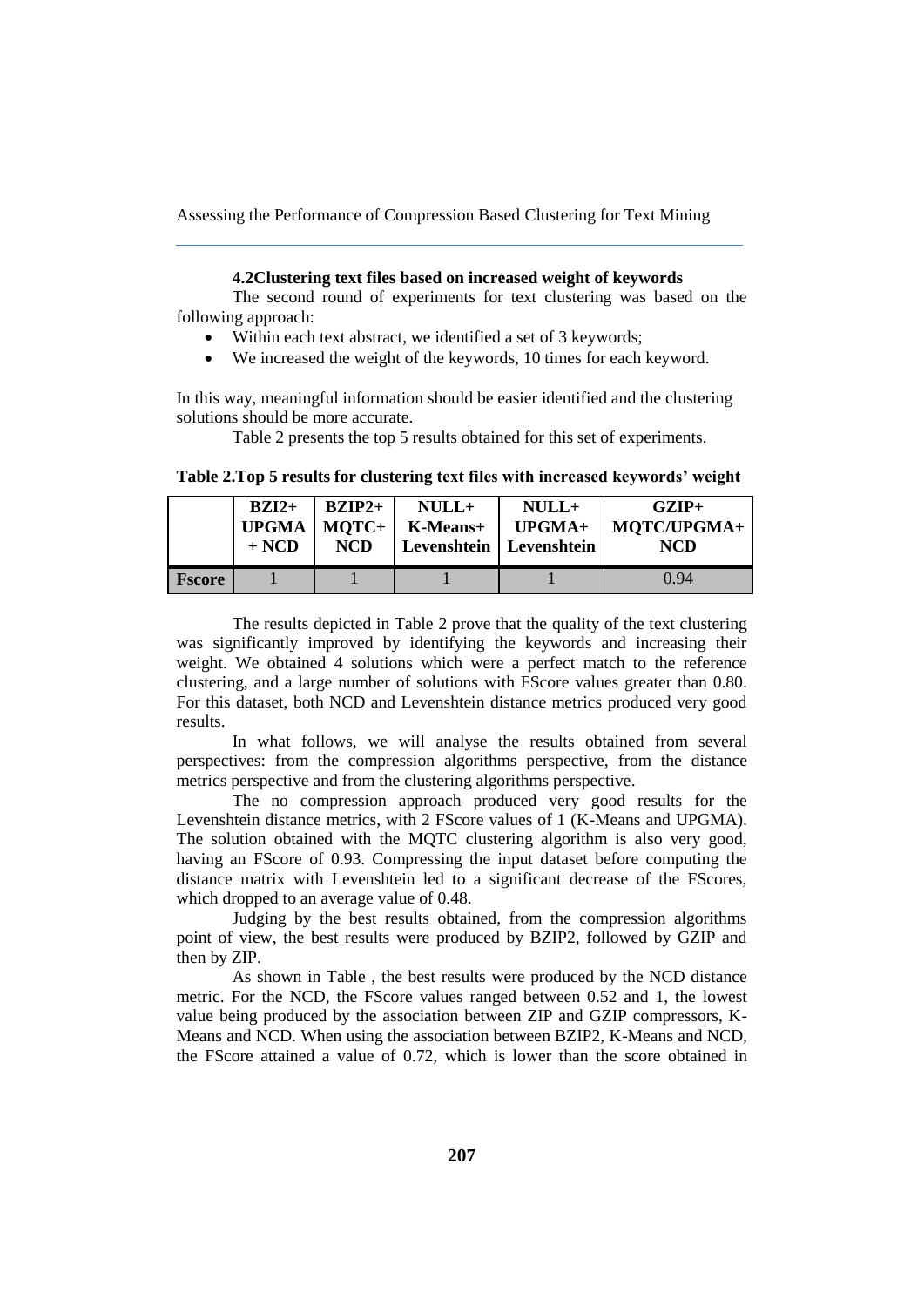### 4.2Clustering text files based on increased weight of keywords

The second round of experiments for text clustering was based on the following approach:

- Within each text abstract, we identified a set of 3 keywords;
- We increased the weight of the keywords, 10 times for each keyword.

In this way, meaningful information should be easier identified and the clustering solutions should be more accurate.

Table 2 presents the top 5 results obtained for this set of experiments.

**Table 2.Top 5 results for clustering text files with increased keywords' weight**

| | BZI2+ UPGMA + NCD | BZIP2+ MQTC+ NCD | NULL+ K-Means+ Levenshtein | NULL+ UPGMA+ Levenshtein | GZIP+ MQTC/UPGMA+ NCD |
|---|---|---|---|---|---|
| **Fscore** | 1 | 1 | 1 | 1 | 0.94 |

The results depicted in Table 2 prove that the quality of the text clustering was significantly improved by identifying the keywords and increasing their weight. We obtained 4 solutions which were a perfect match to the reference clustering, and a large number of solutions with FScore values greater than 0.80. For this dataset, both NCD and Levenshtein distance metrics produced very good results.

In what follows, we will analyse the results obtained from several perspectives: from the compression algorithms perspective, from the distance metrics perspective and from the clustering algorithms perspective.

The no compression approach produced very good results for the Levenshtein distance metrics, with 2 FScore values of 1 (K-Means and UPGMA). The solution obtained with the MQTC clustering algorithm is also very good, having an FScore of 0.93. Compressing the input dataset before computing the distance matrix with Levenshtein led to a significant decrease of the FScores, which dropped to an average value of 0.48.

Judging by the best results obtained, from the compression algorithms point of view, the best results were produced by BZIP2, followed by GZIP and then by ZIP.

As shown in Table , the best results were produced by the NCD distance metric. For the NCD, the FScore values ranged between 0.52 and 1, the lowest value being produced by the association between ZIP and GZIP compressors, K-Means and NCD. When using the association between BZIP2, K-Means and NCD, the FScore attained a value of 0.72, which is lower than the score obtained in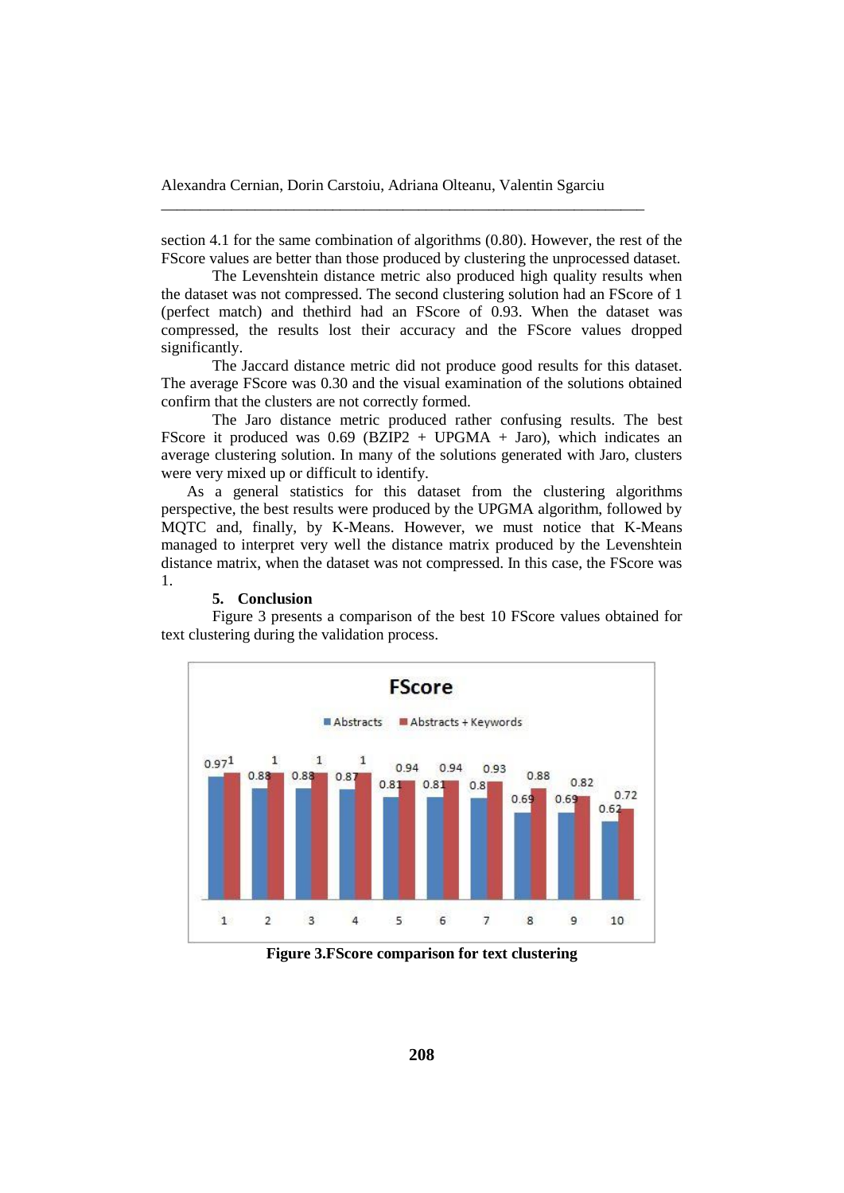section 4.1 for the same combination of algorithms (0.80). However, the rest of the FScore values are better than those produced by clustering the unprocessed dataset.

The Levenshtein distance metric also produced high quality results when the dataset was not compressed. The second clustering solution had an FScore of 1 (perfect match) and thethird had an FScore of 0.93. When the dataset was compressed, the results lost their accuracy and the FScore values dropped significantly.

The Jaccard distance metric did not produce good results for this dataset. The average FScore was 0.30 and the visual examination of the solutions obtained confirm that the clusters are not correctly formed.

The Jaro distance metric produced rather confusing results. The best FScore it produced was 0.69 (BZIP2 + UPGMA + Jaro), which indicates an average clustering solution. In many of the solutions generated with Jaro, clusters were very mixed up or difficult to identify.

As a general statistics for this dataset from the clustering algorithms perspective, the best results were produced by the UPGMA algorithm, followed by MQTC and, finally, by K-Means. However, we must notice that K-Means managed to interpret very well the distance matrix produced by the Levenshtein distance matrix, when the dataset was not compressed. In this case, the FScore was 1.

### 5. Conclusion

Figure 3 presents a comparison of the best 10 FScore values obtained for text clustering during the validation process.

**FScore**

| | 1 | 2 | 3 | 4 | 5 | 6 | 7 | 8 | 9 | 10 |
|---|---|---|---|---|---|---|---|---|---|---|
| Abstracts | 0.97 | 0.88 | 0.88 | 0.87 | 0.81 | 0.81 | 0.8 | 0.69 | 0.69 | 0.62 |
| Abstracts + Keywords | 1 | 1 | 1 | 1 | 0.94 | 0.94 | 0.93 | 0.88 | 0.82 | 0.72 |

**Figure 3.FScore comparison for text clustering**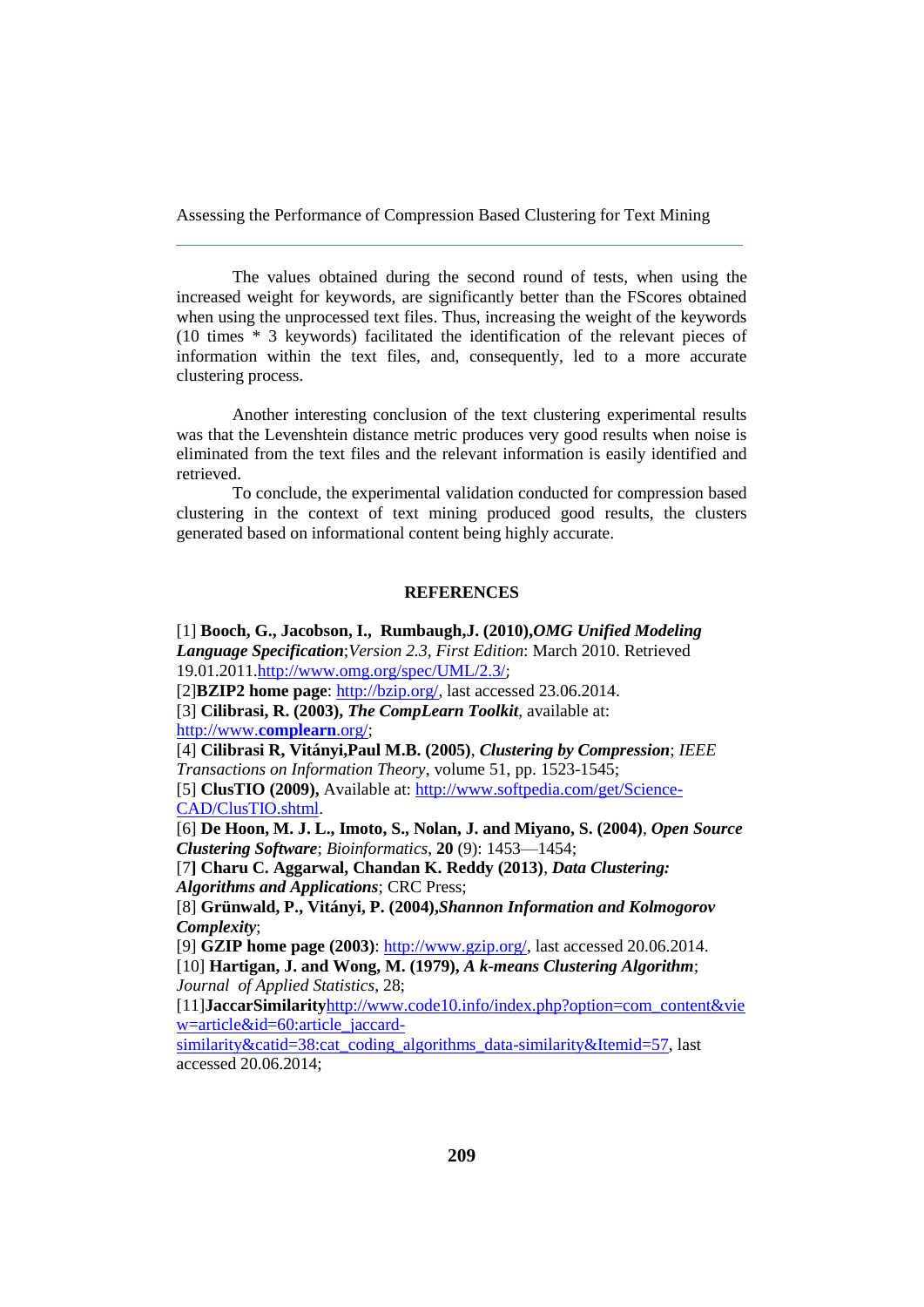The values obtained during the second round of tests, when using the increased weight for keywords, are significantly better than the FScores obtained when using the unprocessed text files. Thus, increasing the weight of the keywords (10 times * 3 keywords) facilitated the identification of the relevant pieces of information within the text files, and, consequently, led to a more accurate clustering process.

Another interesting conclusion of the text clustering experimental results was that the Levenshtein distance metric produces very good results when noise is eliminated from the text files and the relevant information is easily identified and retrieved.

To conclude, the experimental validation conducted for compression based clustering in the context of text mining produced good results, the clusters generated based on informational content being highly accurate.

## REFERENCES

[1] **Booch, G., Jacobson, I., Rumbaugh, J. (2010),** ***OMG Unified Modeling Language Specification***; *Version 2.3, First Edition*: March 2010. Retrieved 19.01.2011. http://www.omg.org/spec/UML/2.3/;

[2] **BZIP2 home page**: http://bzip.org/, last accessed 23.06.2014.

[3] **Cilibrasi, R. (2003),** ***The CompLearn Toolkit***, available at: http://www.complearn.org/;

[4] **Cilibrasi R, Vitányi, Paul M.B. (2005)**, ***Clustering by Compression***; *IEEE Transactions on Information Theory*, volume 51, pp. 1523-1545;

[5] **ClusTIO (2009),** Available at: http://www.softpedia.com/get/Science-CAD/ClusTIO.shtml.

[6] **De Hoon, M. J. L., Imoto, S., Nolan, J. and Miyano, S. (2004)**, ***Open Source Clustering Software***; *Bioinformatics*, **20** (9): 1453—1454;

[7] **Charu C. Aggarwal, Chandan K. Reddy (2013)**, ***Data Clustering: Algorithms and Applications***; CRC Press;

[8] **Grünwald, P., Vitányi, P. (2004),** ***Shannon Information and Kolmogorov Complexity***;

[9] **GZIP home page (2003)**: http://www.gzip.org/, last accessed 20.06.2014.

[10] **Hartigan, J. and Wong, M. (1979),** ***A k-means Clustering Algorithm***; *Journal of Applied Statistics*, 28;

[11] **JaccarSimilarity** http://www.code10.info/index.php?option=com_content&view=article&id=60:article_jaccard-similarity&catid=38:cat_coding_algorithms_data-similarity&Itemid=57, last accessed 20.06.2014;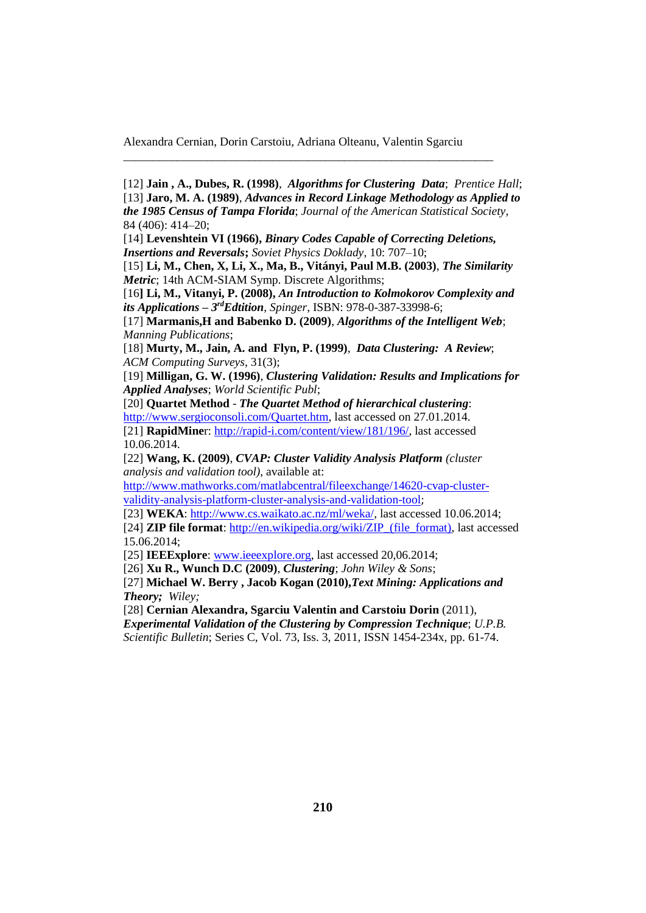[12] **Jain , A., Dubes, R. (1998)**, ***Algorithms for Clustering Data***; *Prentice Hall*;

[13] **Jaro, M. A. (1989)**, ***Advances in Record Linkage Methodology as Applied to the 1985 Census of Tampa Florida***; *Journal of the American Statistical Society*, 84 (406): 414–20;

[14] **Levenshtein VI (1966),** ***Binary Codes Capable of Correcting Deletions, Insertions and Reversals;*** *Soviet Physics Doklady*, 10: 707–10;

[15] **Li, M., Chen, X, Li, X., Ma, B., Vitányi, Paul M.B. (2003)**, ***The Similarity Metric***; 14th ACM-SIAM Symp. Discrete Algorithms;

[16**] Li, M., Vitanyi, P. (2008),** ***An Introduction to Kolmokorov Complexity and its Applications – 3rdEdtition***, *Spinger*, ISBN: 978-0-387-33998-6;

[17] **Marmanis,H and Babenko D. (2009)**, ***Algorithms of the Intelligent Web***; *Manning Publications*;

[18] **Murty, M., Jain, A. and Flyn, P. (1999)**, ***Data Clustering: A Review***; *ACM Computing Surveys*, 31(3);

[19] **Milligan, G. W. (1996)**, ***Clustering Validation: Results and Implications for Applied Analyses***; *World Scientific Publ*;

[20] **Quartet Method** - ***The Quartet Method of hierarchical clustering***: http://www.sergioconsoli.com/Quartet.htm, last accessed on 27.01.2014.

[21] **RapidMine**r: http://rapid-i.com/content/view/181/196/, last accessed 10.06.2014.

[22] **Wang, K. (2009)**, ***CVAP: Cluster Validity Analysis Platform*** *(cluster analysis and validation tool)*, available at: http://www.mathworks.com/matlabcentral/fileexchange/14620-cvap-cluster-validity-analysis-platform-cluster-analysis-and-validation-tool;

[23] **WEKA**: http://www.cs.waikato.ac.nz/ml/weka/, last accessed 10.06.2014;

[24] **ZIP file format**: http://en.wikipedia.org/wiki/ZIP_(file_format), last accessed 15.06.2014;

[25] **IEEExplore**: www.ieeexplore.org, last accessed 20,06.2014;

[26] **Xu R., Wunch D.C (2009)**, ***Clustering***; *John Wiley & Sons*;

[27] **Michael W. Berry , Jacob Kogan (2010),*****Text Mining: Applications and Theory;*** *Wiley;*

[28] **Cernian Alexandra, Sgarciu Valentin and Carstoiu Dorin** (2011), ***Experimental Validation of the Clustering by Compression Technique***; *U.P.B. Scientific Bulletin*; Series C, Vol. 73, Iss. 3, 2011, ISSN 1454-234x, pp. 61-74.